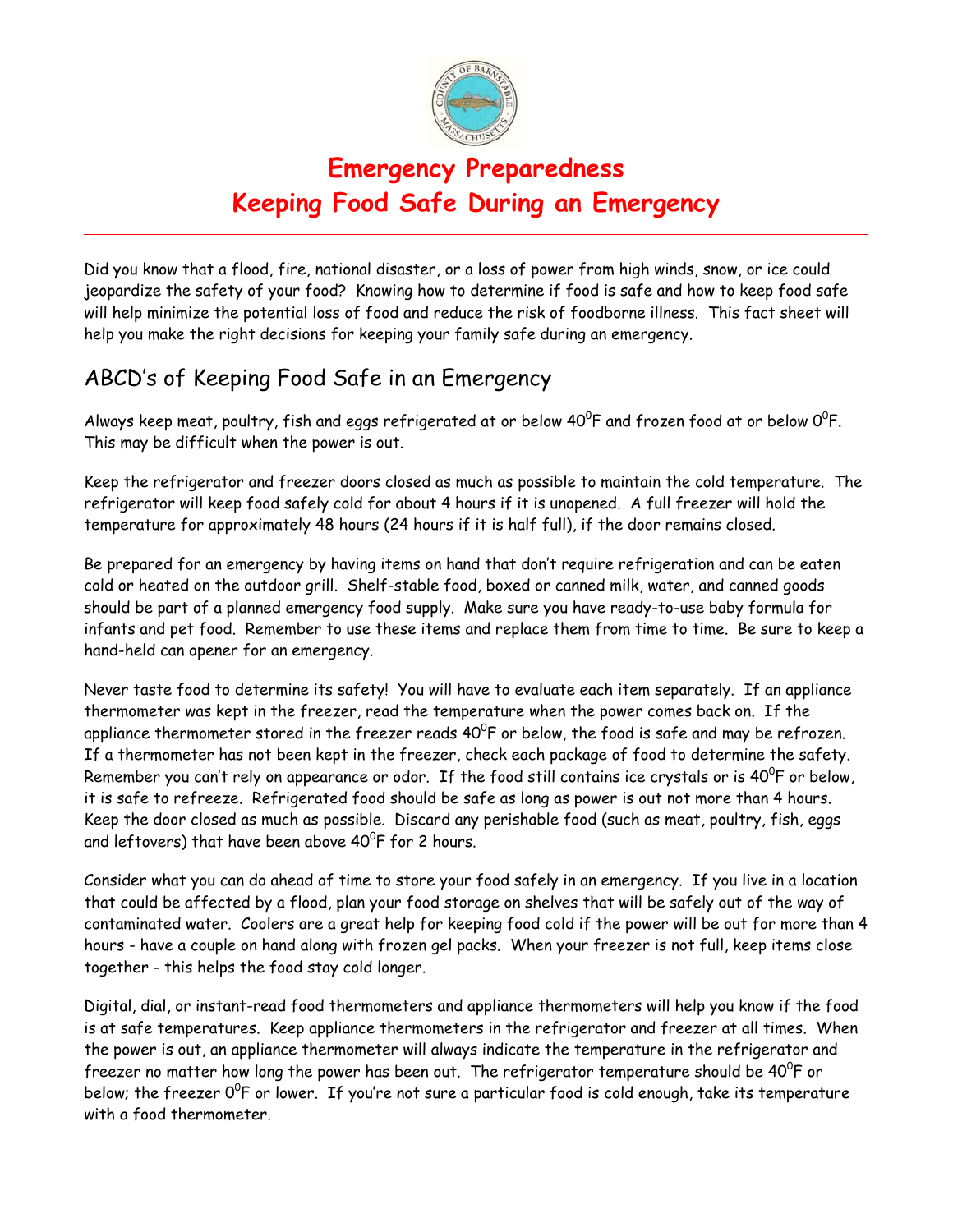# Emergency Preparedness
# Keeping Food Safe During an Emergency

---

Did you know that a flood, fire, national disaster, or a loss of power from high winds, snow, or ice could jeopardize the safety of your food? Knowing how to determine if food is safe and how to keep food safe will help minimize the potential loss of food and reduce the risk of foodborne illness. This fact sheet will help you make the right decisions for keeping your family safe during an emergency.

## ABCD's of Keeping Food Safe in an Emergency

Always keep meat, poultry, fish and eggs refrigerated at or below $40^0$F and frozen food at or below $0^0$F. This may be difficult when the power is out.

Keep the refrigerator and freezer doors closed as much as possible to maintain the cold temperature. The refrigerator will keep food safely cold for about 4 hours if it is unopened. A full freezer will hold the temperature for approximately 48 hours (24 hours if it is half full), if the door remains closed.

Be prepared for an emergency by having items on hand that don't require refrigeration and can be eaten cold or heated on the outdoor grill. Shelf-stable food, boxed or canned milk, water, and canned goods should be part of a planned emergency food supply. Make sure you have ready-to-use baby formula for infants and pet food. Remember to use these items and replace them from time to time. Be sure to keep a hand-held can opener for an emergency.

Never taste food to determine its safety! You will have to evaluate each item separately. If an appliance thermometer was kept in the freezer, read the temperature when the power comes back on. If the appliance thermometer stored in the freezer reads $40^0$F or below, the food is safe and may be refrozen. If a thermometer has not been kept in the freezer, check each package of food to determine the safety. Remember you can't rely on appearance or odor. If the food still contains ice crystals or is $40^0$F or below, it is safe to refreeze. Refrigerated food should be safe as long as power is out not more than 4 hours. Keep the door closed as much as possible. Discard any perishable food (such as meat, poultry, fish, eggs and leftovers) that have been above $40^0$F for 2 hours.

Consider what you can do ahead of time to store your food safely in an emergency. If you live in a location that could be affected by a flood, plan your food storage on shelves that will be safely out of the way of contaminated water. Coolers are a great help for keeping food cold if the power will be out for more than 4 hours - have a couple on hand along with frozen gel packs. When your freezer is not full, keep items close together - this helps the food stay cold longer.

Digital, dial, or instant-read food thermometers and appliance thermometers will help you know if the food is at safe temperatures. Keep appliance thermometers in the refrigerator and freezer at all times. When the power is out, an appliance thermometer will always indicate the temperature in the refrigerator and freezer no matter how long the power has been out. The refrigerator temperature should be $40^0$F or below; the freezer $0^0$F or lower. If you're not sure a particular food is cold enough, take its temperature with a food thermometer.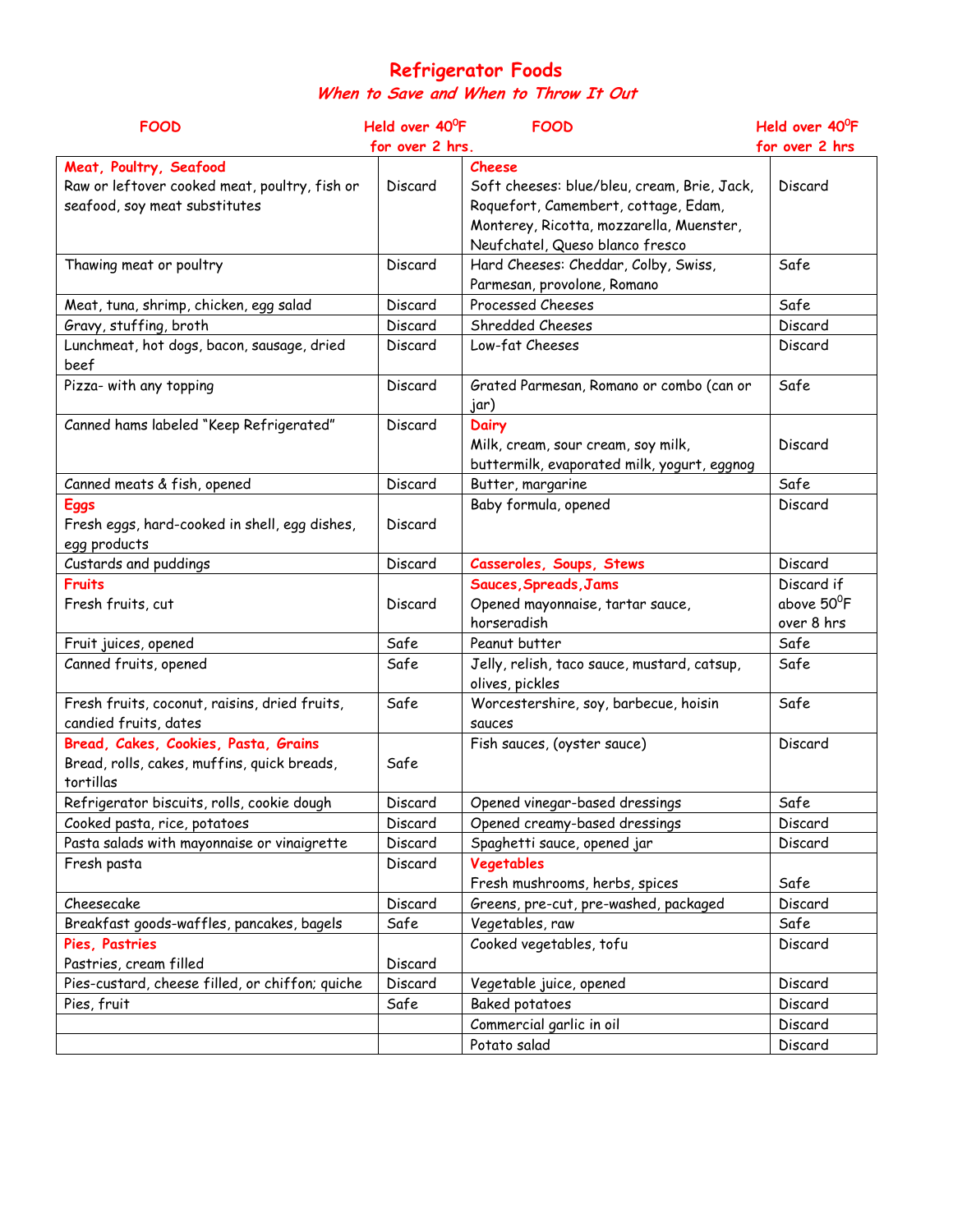# Refrigerator Foods

## *When to Save and When to Throw It Out*

| FOOD | Held over $40^0$F for over 2 hrs. | FOOD | Held over $40^0$F for over 2 hrs |
|---|---|---|---|
| **Meat, Poultry, Seafood**<br>Raw or leftover cooked meat, poultry, fish or seafood, soy meat substitutes | Discard | **Cheese**<br>Soft cheeses: blue/bleu, cream, Brie, Jack, Roquefort, Camembert, cottage, Edam, Monterey, Ricotta, mozzarella, Muenster, Neufchatel, Queso blanco fresco | Discard |
| Thawing meat or poultry | Discard | Hard Cheeses: Cheddar, Colby, Swiss, Parmesan, provolone, Romano | Safe |
| Meat, tuna, shrimp, chicken, egg salad | Discard | Processed Cheeses | Safe |
| Gravy, stuffing, broth | Discard | Shredded Cheeses | Discard |
| Lunchmeat, hot dogs, bacon, sausage, dried beef | Discard | Low-fat Cheeses | Discard |
| Pizza- with any topping | Discard | Grated Parmesan, Romano or combo (can or jar) | Safe |
| Canned hams labeled "Keep Refrigerated" | Discard | **Dairy**<br>Milk, cream, sour cream, soy milk, buttermilk, evaporated milk, yogurt, eggnog | Discard |
| Canned meats & fish, opened | Discard | Butter, margarine | Safe |
| **Eggs**<br>Fresh eggs, hard-cooked in shell, egg dishes, egg products | Discard | Baby formula, opened | Discard |
| Custards and puddings | Discard | **Casseroles, Soups, Stews** | Discard |
| **Fruits**<br>Fresh fruits, cut | Discard | **Sauces,Spreads,Jams**<br>Opened mayonnaise, tartar sauce, horseradish | Discard if above $50^0$F over 8 hrs |
| Fruit juices, opened | Safe | Peanut butter | Safe |
| Canned fruits, opened | Safe | Jelly, relish, taco sauce, mustard, catsup, olives, pickles | Safe |
| Fresh fruits, coconut, raisins, dried fruits, candied fruits, dates | Safe | Worcestershire, soy, barbecue, hoisin sauces | Safe |
| **Bread, Cakes, Cookies, Pasta, Grains**<br>Bread, rolls, cakes, muffins, quick breads, tortillas | Safe | Fish sauces, (oyster sauce) | Discard |
| Refrigerator biscuits, rolls, cookie dough | Discard | Opened vinegar-based dressings | Safe |
| Cooked pasta, rice, potatoes | Discard | Opened creamy-based dressings | Discard |
| Pasta salads with mayonnaise or vinaigrette | Discard | Spaghetti sauce, opened jar | Discard |
| Fresh pasta | Discard | **Vegetables**<br>Fresh mushrooms, herbs, spices | Safe |
| Cheesecake | Discard | Greens, pre-cut, pre-washed, packaged | Discard |
| Breakfast goods-waffles, pancakes, bagels | Safe | Vegetables, raw | Safe |
| **Pies, Pastries**<br>Pastries, cream filled | Discard | Cooked vegetables, tofu | Discard |
| Pies-custard, cheese filled, or chiffon; quiche | Discard | Vegetable juice, opened | Discard |
| Pies, fruit | Safe | Baked potatoes | Discard |
| | | Commercial garlic in oil | Discard |
| | | Potato salad | Discard |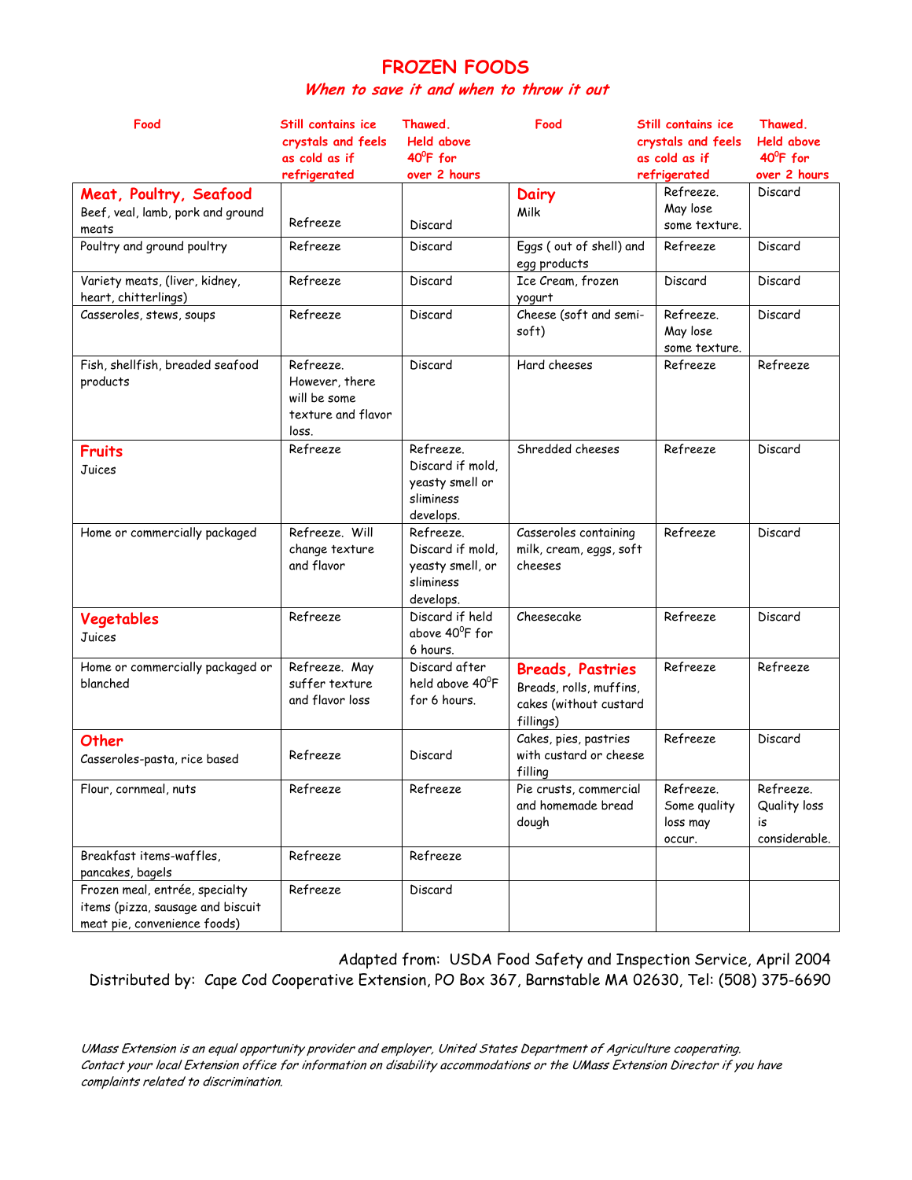# FROZEN FOODS

## *When to save it and when to throw it out*

| Food | Still contains ice crystals and feels as cold as if refrigerated | Thawed. Held above 40°F for over 2 hours | Food | Still contains ice crystals and feels as cold as if refrigerated | Thawed. Held above 40°F for over 2 hours |
|---|---|---|---|---|---|
| **Meat, Poultry, Seafood** Beef, veal, lamb, pork and ground meats | Refreeze | Discard | **Dairy** Milk | Refreeze. May lose some texture. | Discard |
| Poultry and ground poultry | Refreeze | Discard | Eggs ( out of shell) and egg products | Refreeze | Discard |
| Variety meats, (liver, kidney, heart, chitterlings) | Refreeze | Discard | Ice Cream, frozen yogurt | Discard | Discard |
| Casseroles, stews, soups | Refreeze | Discard | Cheese (soft and semi-soft) | Refreeze. May lose some texture. | Discard |
| Fish, shellfish, breaded seafood products | Refreeze. However, there will be some texture and flavor loss. | Discard | Hard cheeses | Refreeze | Refreeze |
| **Fruits** Juices | Refreeze | Refreeze. Discard if mold, yeasty smell or sliminess develops. | Shredded cheeses | Refreeze | Discard |
| Home or commercially packaged | Refreeze. Will change texture and flavor | Refreeze. Discard if mold, yeasty smell, or sliminess develops. | Casseroles containing milk, cream, eggs, soft cheeses | Refreeze | Discard |
| **Vegetables** Juices | Refreeze | Discard if held above 40°F for 6 hours. | Cheesecake | Refreeze | Discard |
| Home or commercially packaged or blanched | Refreeze. May suffer texture and flavor loss | Discard after held above 40°F for 6 hours. | **Breads, Pastries** Breads, rolls, muffins, cakes (without custard fillings) | Refreeze | Refreeze |
| **Other** Casseroles-pasta, rice based | Refreeze | Discard | Cakes, pies, pastries with custard or cheese filling | Refreeze | Discard |
| Flour, cornmeal, nuts | Refreeze | Refreeze | Pie crusts, commercial and homemade bread dough | Refreeze. Some quality loss may occur. | Refreeze. Quality loss is considerable. |
| Breakfast items-waffles, pancakes, bagels | Refreeze | Refreeze | | | |
| Frozen meal, entrée, specialty items (pizza, sausage and biscuit meat pie, convenience foods) | Refreeze | Discard | | | |

Adapted from: USDA Food Safety and Inspection Service, April 2004
Distributed by: Cape Cod Cooperative Extension, PO Box 367, Barnstable MA 02630, Tel: (508) 375-6690

*UMass Extension is an equal opportunity provider and employer, United States Department of Agriculture cooperating. Contact your local Extension office for information on disability accommodations or the UMass Extension Director if you have complaints related to discrimination.*